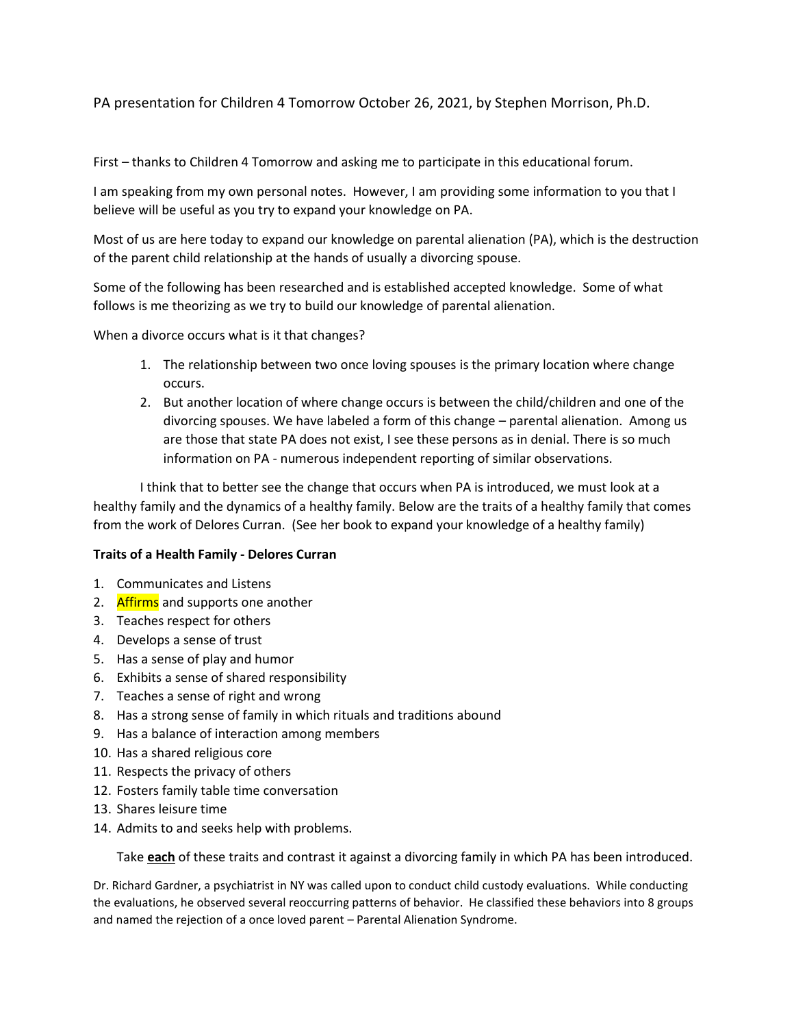PA presentation for Children 4 Tomorrow October 26, 2021, by Stephen Morrison, Ph.D.

First – thanks to Children 4 Tomorrow and asking me to participate in this educational forum.

I am speaking from my own personal notes. However, I am providing some information to you that I believe will be useful as you try to expand your knowledge on PA.

Most of us are here today to expand our knowledge on parental alienation (PA), which is the destruction of the parent child relationship at the hands of usually a divorcing spouse.

Some of the following has been researched and is established accepted knowledge. Some of what follows is me theorizing as we try to build our knowledge of parental alienation.

When a divorce occurs what is it that changes?

1. The relationship between two once loving spouses is the primary location where change occurs.
2. But another location of where change occurs is between the child/children and one of the divorcing spouses. We have labeled a form of this change – parental alienation. Among us are those that state PA does not exist, I see these persons as in denial. There is so much information on PA - numerous independent reporting of similar observations.

I think that to better see the change that occurs when PA is introduced, we must look at a healthy family and the dynamics of a healthy family. Below are the traits of a healthy family that comes from the work of Delores Curran. (See her book to expand your knowledge of a healthy family)

**Traits of a Health Family - Delores Curran**

1. Communicates and Listens
2. Affirms and supports one another
3. Teaches respect for others
4. Develops a sense of trust
5. Has a sense of play and humor
6. Exhibits a sense of shared responsibility
7. Teaches a sense of right and wrong
8. Has a strong sense of family in which rituals and traditions abound
9. Has a balance of interaction among members
10. Has a shared religious core
11. Respects the privacy of others
12. Fosters family table time conversation
13. Shares leisure time
14. Admits to and seeks help with problems.

Take **each** of these traits and contrast it against a divorcing family in which PA has been introduced.

Dr. Richard Gardner, a psychiatrist in NY was called upon to conduct child custody evaluations. While conducting the evaluations, he observed several reoccurring patterns of behavior. He classified these behaviors into 8 groups and named the rejection of a once loved parent – Parental Alienation Syndrome.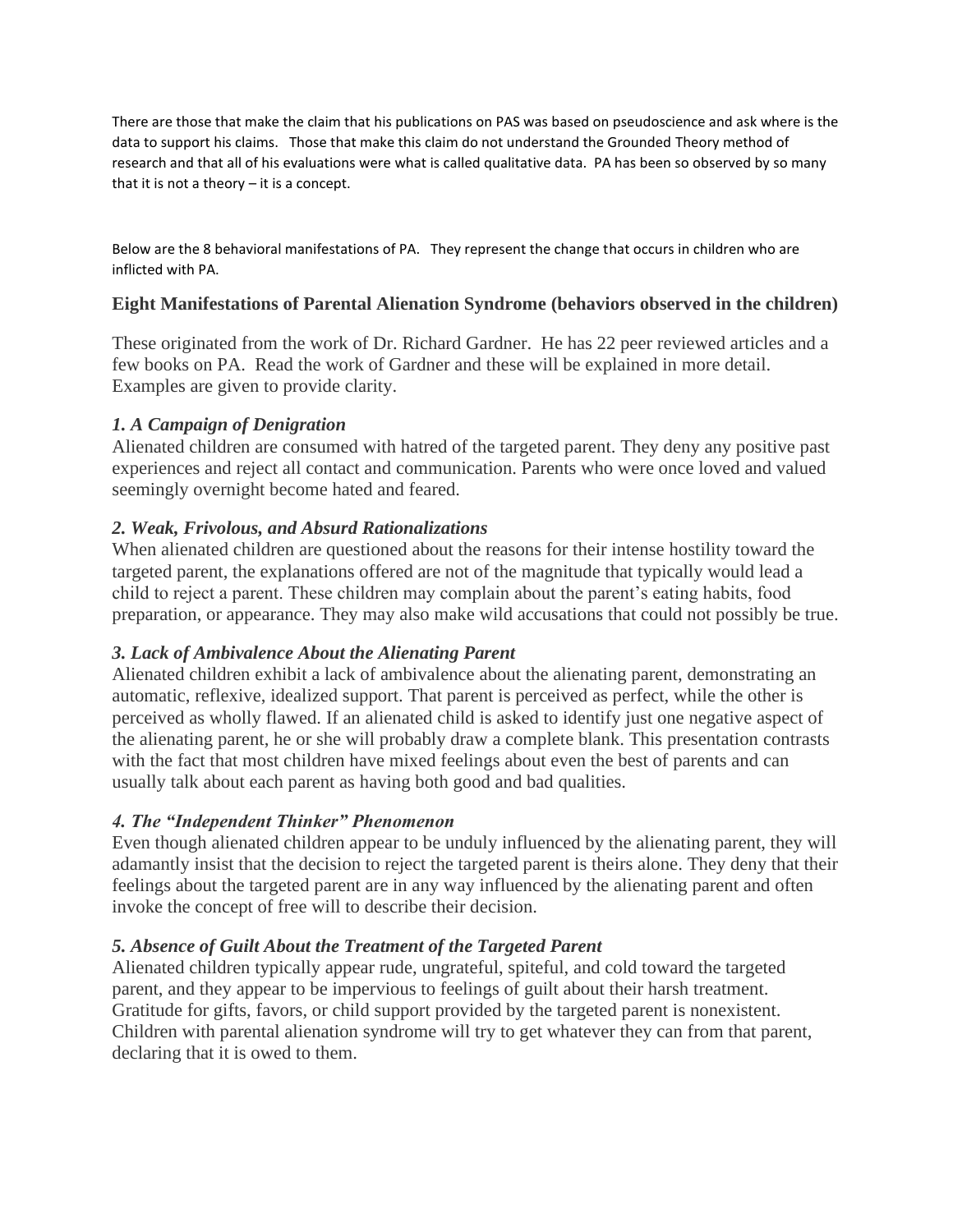There are those that make the claim that his publications on PAS was based on pseudoscience and ask where is the data to support his claims. Those that make this claim do not understand the Grounded Theory method of research and that all of his evaluations were what is called qualitative data. PA has been so observed by so many that it is not a theory – it is a concept.

Below are the 8 behavioral manifestations of PA. They represent the change that occurs in children who are inflicted with PA.

### Eight Manifestations of Parental Alienation Syndrome (behaviors observed in the children)

These originated from the work of Dr. Richard Gardner. He has 22 peer reviewed articles and a few books on PA. Read the work of Gardner and these will be explained in more detail. Examples are given to provide clarity.

#### *1. A Campaign of Denigration*

Alienated children are consumed with hatred of the targeted parent. They deny any positive past experiences and reject all contact and communication. Parents who were once loved and valued seemingly overnight become hated and feared.

#### *2. Weak, Frivolous, and Absurd Rationalizations*

When alienated children are questioned about the reasons for their intense hostility toward the targeted parent, the explanations offered are not of the magnitude that typically would lead a child to reject a parent. These children may complain about the parent's eating habits, food preparation, or appearance. They may also make wild accusations that could not possibly be true.

#### *3. Lack of Ambivalence About the Alienating Parent*

Alienated children exhibit a lack of ambivalence about the alienating parent, demonstrating an automatic, reflexive, idealized support. That parent is perceived as perfect, while the other is perceived as wholly flawed. If an alienated child is asked to identify just one negative aspect of the alienating parent, he or she will probably draw a complete blank. This presentation contrasts with the fact that most children have mixed feelings about even the best of parents and can usually talk about each parent as having both good and bad qualities.

#### *4. The "Independent Thinker" Phenomenon*

Even though alienated children appear to be unduly influenced by the alienating parent, they will adamantly insist that the decision to reject the targeted parent is theirs alone. They deny that their feelings about the targeted parent are in any way influenced by the alienating parent and often invoke the concept of free will to describe their decision.

#### *5. Absence of Guilt About the Treatment of the Targeted Parent*

Alienated children typically appear rude, ungrateful, spiteful, and cold toward the targeted parent, and they appear to be impervious to feelings of guilt about their harsh treatment. Gratitude for gifts, favors, or child support provided by the targeted parent is nonexistent. Children with parental alienation syndrome will try to get whatever they can from that parent, declaring that it is owed to them.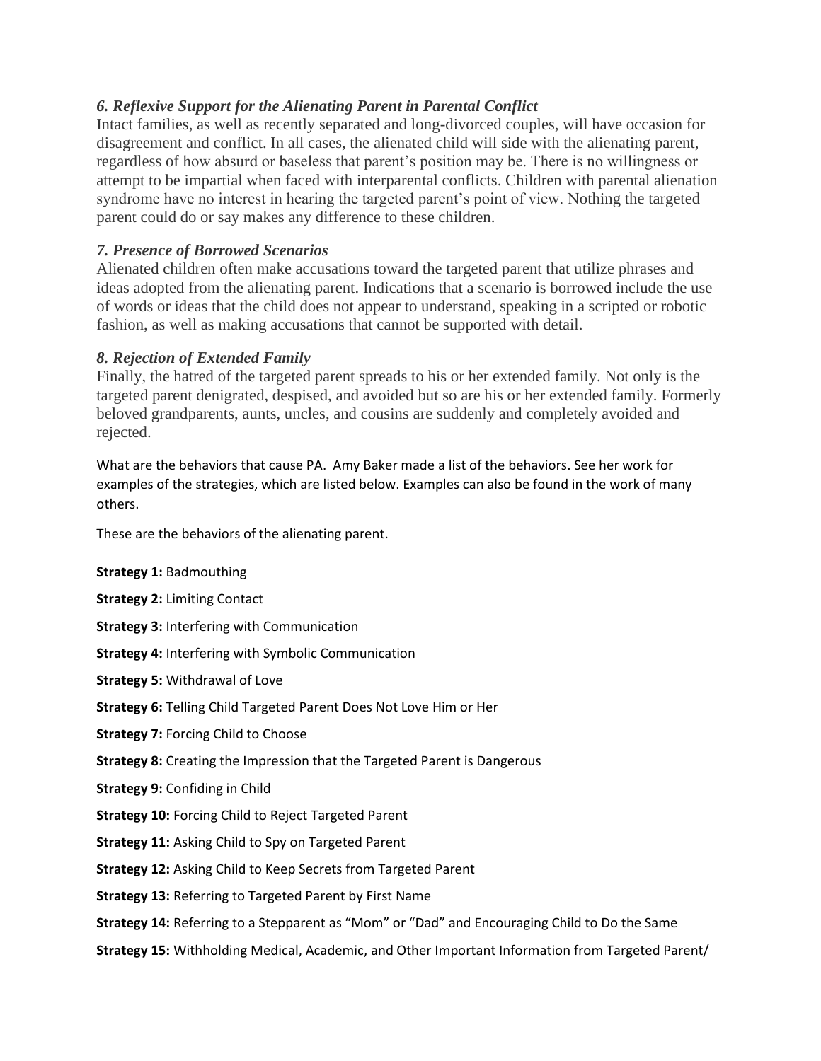### *6. Reflexive Support for the Alienating Parent in Parental Conflict*

Intact families, as well as recently separated and long-divorced couples, will have occasion for disagreement and conflict. In all cases, the alienated child will side with the alienating parent, regardless of how absurd or baseless that parent's position may be. There is no willingness or attempt to be impartial when faced with interparental conflicts. Children with parental alienation syndrome have no interest in hearing the targeted parent's point of view. Nothing the targeted parent could do or say makes any difference to these children.

### *7. Presence of Borrowed Scenarios*

Alienated children often make accusations toward the targeted parent that utilize phrases and ideas adopted from the alienating parent. Indications that a scenario is borrowed include the use of words or ideas that the child does not appear to understand, speaking in a scripted or robotic fashion, as well as making accusations that cannot be supported with detail.

### *8. Rejection of Extended Family*

Finally, the hatred of the targeted parent spreads to his or her extended family. Not only is the targeted parent denigrated, despised, and avoided but so are his or her extended family. Formerly beloved grandparents, aunts, uncles, and cousins are suddenly and completely avoided and rejected.

What are the behaviors that cause PA. Amy Baker made a list of the behaviors. See her work for examples of the strategies, which are listed below. Examples can also be found in the work of many others.

These are the behaviors of the alienating parent.

**Strategy 1:** Badmouthing

**Strategy 2:** Limiting Contact

**Strategy 3:** Interfering with Communication

**Strategy 4:** Interfering with Symbolic Communication

**Strategy 5:** Withdrawal of Love

**Strategy 6:** Telling Child Targeted Parent Does Not Love Him or Her

**Strategy 7:** Forcing Child to Choose

**Strategy 8:** Creating the Impression that the Targeted Parent is Dangerous

**Strategy 9:** Confiding in Child

**Strategy 10:** Forcing Child to Reject Targeted Parent

**Strategy 11:** Asking Child to Spy on Targeted Parent

**Strategy 12:** Asking Child to Keep Secrets from Targeted Parent

**Strategy 13:** Referring to Targeted Parent by First Name

**Strategy 14:** Referring to a Stepparent as "Mom" or "Dad" and Encouraging Child to Do the Same

**Strategy 15:** Withholding Medical, Academic, and Other Important Information from Targeted Parent/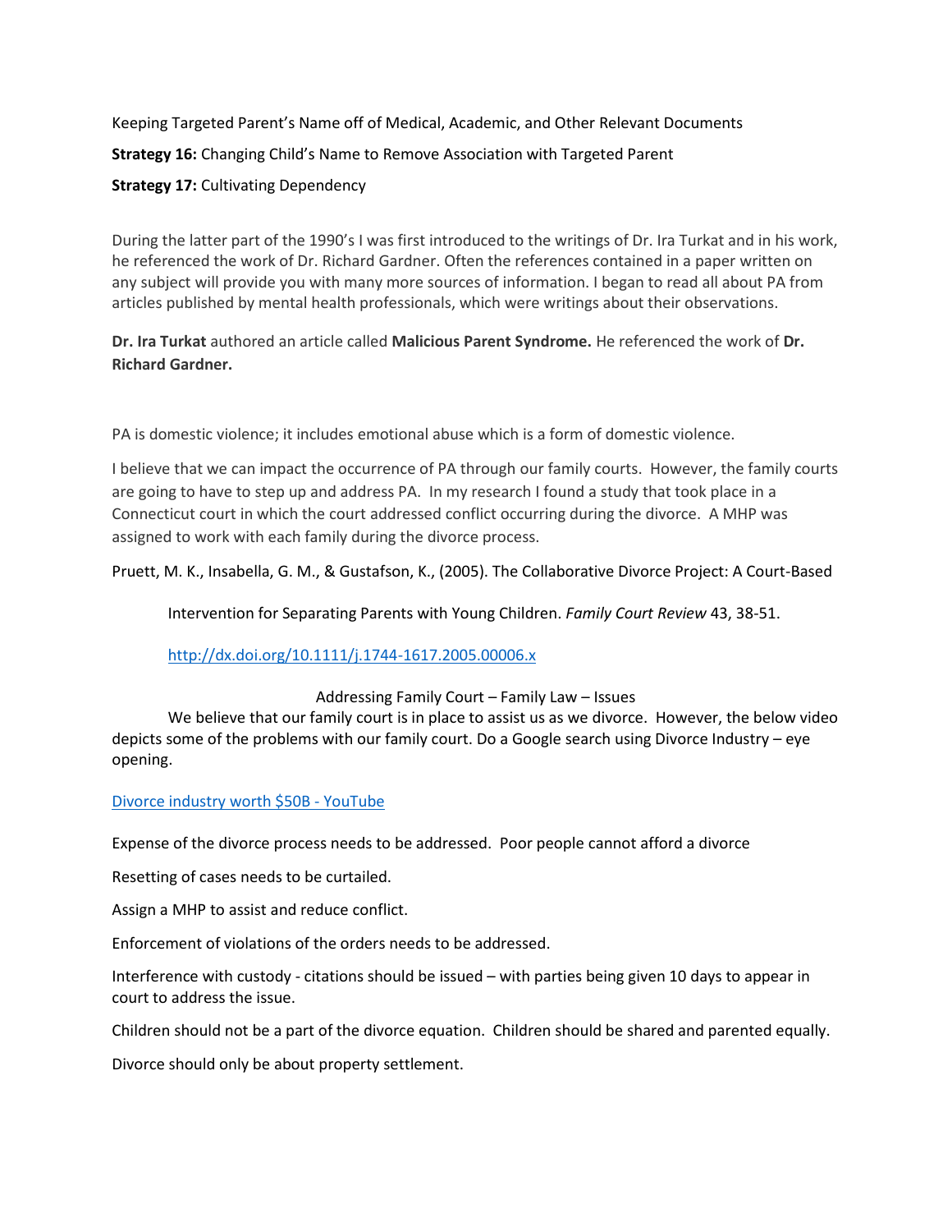Keeping Targeted Parent's Name off of Medical, Academic, and Other Relevant Documents

**Strategy 16:** Changing Child's Name to Remove Association with Targeted Parent

**Strategy 17:** Cultivating Dependency

During the latter part of the 1990's I was first introduced to the writings of Dr. Ira Turkat and in his work, he referenced the work of Dr. Richard Gardner. Often the references contained in a paper written on any subject will provide you with many more sources of information. I began to read all about PA from articles published by mental health professionals, which were writings about their observations.

**Dr. Ira Turkat** authored an article called **Malicious Parent Syndrome.** He referenced the work of **Dr. Richard Gardner.**

PA is domestic violence; it includes emotional abuse which is a form of domestic violence.

I believe that we can impact the occurrence of PA through our family courts. However, the family courts are going to have to step up and address PA. In my research I found a study that took place in a Connecticut court in which the court addressed conflict occurring during the divorce. A MHP was assigned to work with each family during the divorce process.

Pruett, M. K., Insabella, G. M., & Gustafson, K., (2005). The Collaborative Divorce Project: A Court-Based Intervention for Separating Parents with Young Children. *Family Court Review* 43, 38-51. http://dx.doi.org/10.1111/j.1744-1617.2005.00006.x

## Addressing Family Court – Family Law – Issues

We believe that our family court is in place to assist us as we divorce. However, the below video depicts some of the problems with our family court. Do a Google search using Divorce Industry – eye opening.

Divorce industry worth $50B - YouTube

Expense of the divorce process needs to be addressed. Poor people cannot afford a divorce

Resetting of cases needs to be curtailed.

Assign a MHP to assist and reduce conflict.

Enforcement of violations of the orders needs to be addressed.

Interference with custody - citations should be issued – with parties being given 10 days to appear in court to address the issue.

Children should not be a part of the divorce equation. Children should be shared and parented equally.

Divorce should only be about property settlement.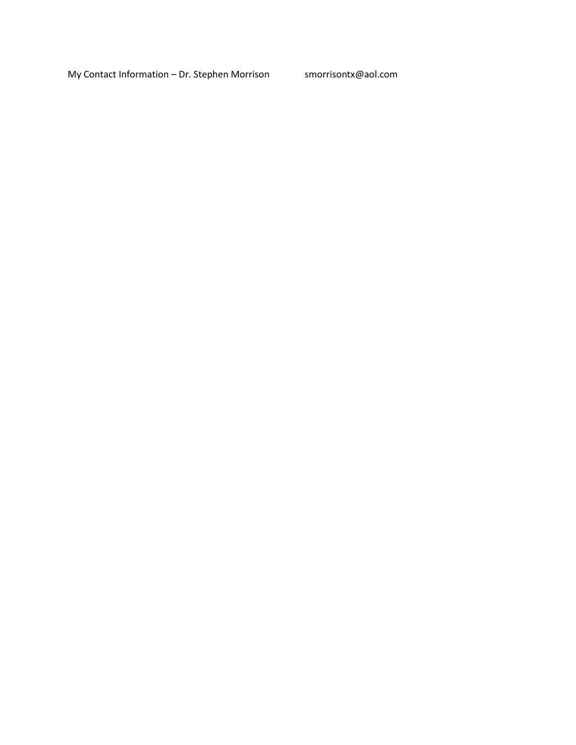My Contact Information – Dr. Stephen Morrison smorrisontx@aol.com